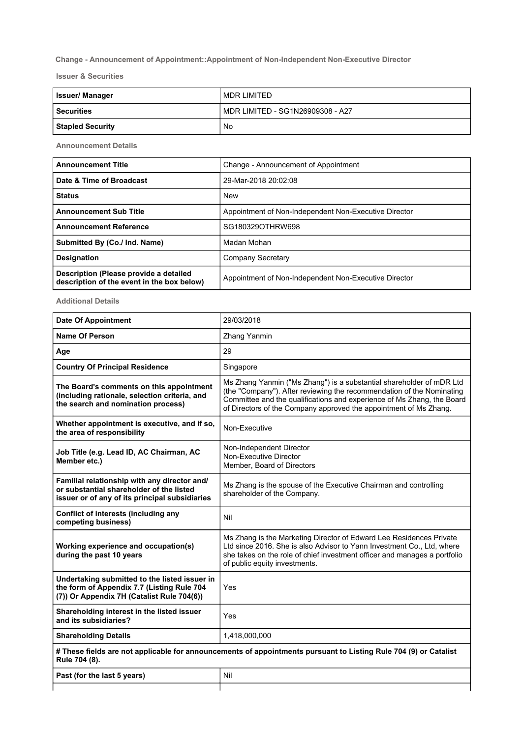**Change - Announcement of Appointment::Appointment of Non-Independent Non-Executive Director**

**Issuer & Securities**

| Issuer/ Manager | MDR LIMITED |
|---|---|
| Securities | MDR LIMITED - SG1N26909308 - A27 |
| Stapled Security | No |

**Announcement Details**

| Announcement Title | Change - Announcement of Appointment |
|---|---|
| Date & Time of Broadcast | 29-Mar-2018 20:02:08 |
| Status | New |
| Announcement Sub Title | Appointment of Non-Independent Non-Executive Director |
| Announcement Reference | SG180329OTHRW698 |
| Submitted By (Co./ Ind. Name) | Madan Mohan |
| Designation | Company Secretary |
| Description (Please provide a detailed description of the event in the box below) | Appointment of Non-Independent Non-Executive Director |

**Additional Details**

| Date Of Appointment | 29/03/2018 |
|---|---|
| Name Of Person | Zhang Yanmin |
| Age | 29 |
| Country Of Principal Residence | Singapore |
| The Board's comments on this appointment (including rationale, selection criteria, and the search and nomination process) | Ms Zhang Yanmin ("Ms Zhang") is a substantial shareholder of mDR Ltd (the "Company"). After reviewing the recommendation of the Nominating Committee and the qualifications and experience of Ms Zhang, the Board of Directors of the Company approved the appointment of Ms Zhang. |
| Whether appointment is executive, and if so, the area of responsibility | Non-Executive |
| Job Title (e.g. Lead ID, AC Chairman, AC Member etc.) | Non-Independent Director<br>Non-Executive Director<br>Member, Board of Directors |
| Familial relationship with any director and/ or substantial shareholder of the listed issuer or of any of its principal subsidiaries | Ms Zhang is the spouse of the Executive Chairman and controlling shareholder of the Company. |
| Conflict of interests (including any competing business) | Nil |
| Working experience and occupation(s) during the past 10 years | Ms Zhang is the Marketing Director of Edward Lee Residences Private Ltd since 2016. She is also Advisor to Yann Investment Co., Ltd, where she takes on the role of chief investment officer and manages a portfolio of public equity investments. |
| Undertaking submitted to the listed issuer in the form of Appendix 7.7 (Listing Rule 704 (7)) Or Appendix 7H (Catalist Rule 704(6)) | Yes |
| Shareholding interest in the listed issuer and its subsidiaries? | Yes |
| Shareholding Details | 1,418,000,000 |
| **# These fields are not applicable for announcements of appointments pursuant to Listing Rule 704 (9) or Catalist Rule 704 (8).** | |
| Past (for the last 5 years) | Nil |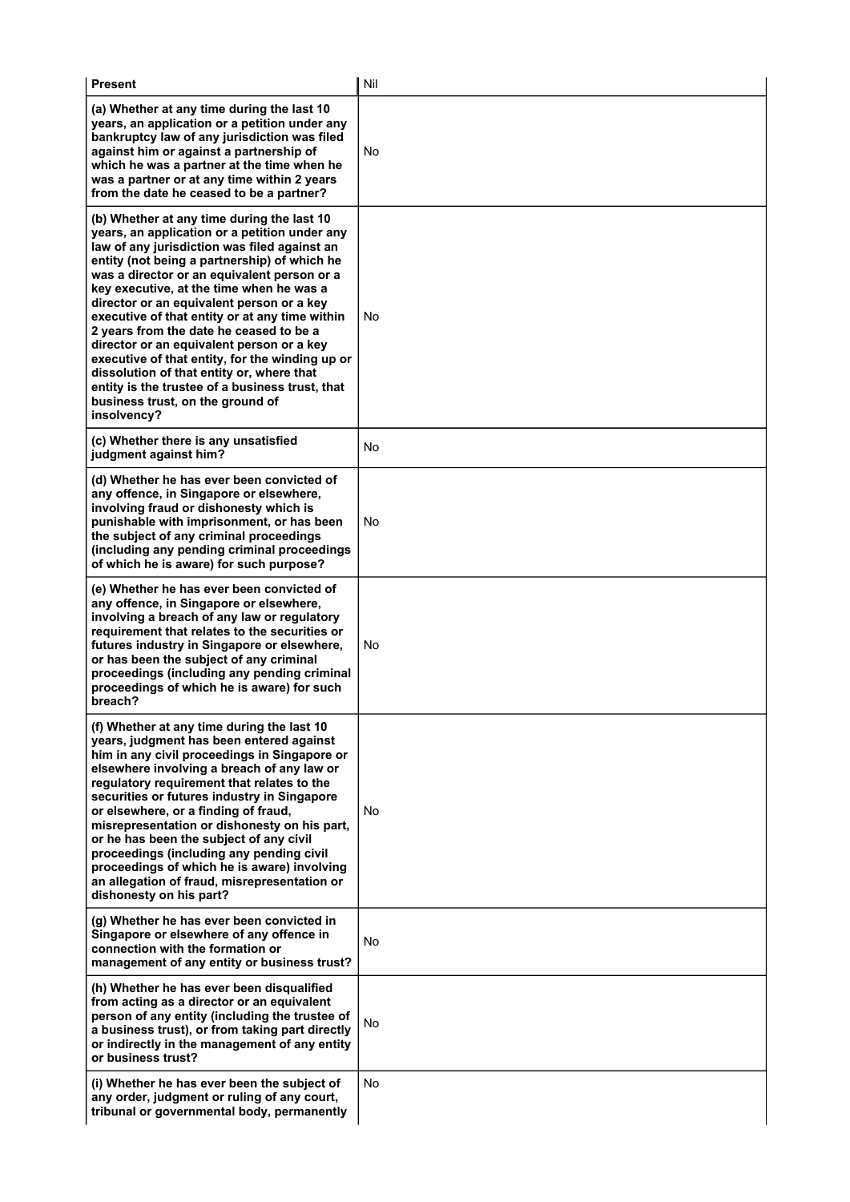| **Present** | Nil |
|---|---|
| **(a) Whether at any time during the last 10 years, an application or a petition under any bankruptcy law of any jurisdiction was filed against him or against a partnership of which he was a partner at the time when he was a partner or at any time within 2 years from the date he ceased to be a partner?** | No |
| **(b) Whether at any time during the last 10 years, an application or a petition under any law of any jurisdiction was filed against an entity (not being a partnership) of which he was a director or an equivalent person or a key executive, at the time when he was a director or an equivalent person or a key executive of that entity or at any time within 2 years from the date he ceased to be a director or an equivalent person or a key executive of that entity, for the winding up or dissolution of that entity or, where that entity is the trustee of a business trust, that business trust, on the ground of insolvency?** | No |
| **(c) Whether there is any unsatisfied judgment against him?** | No |
| **(d) Whether he has ever been convicted of any offence, in Singapore or elsewhere, involving fraud or dishonesty which is punishable with imprisonment, or has been the subject of any criminal proceedings (including any pending criminal proceedings of which he is aware) for such purpose?** | No |
| **(e) Whether he has ever been convicted of any offence, in Singapore or elsewhere, involving a breach of any law or regulatory requirement that relates to the securities or futures industry in Singapore or elsewhere, or has been the subject of any criminal proceedings (including any pending criminal proceedings of which he is aware) for such breach?** | No |
| **(f) Whether at any time during the last 10 years, judgment has been entered against him in any civil proceedings in Singapore or elsewhere involving a breach of any law or regulatory requirement that relates to the securities or futures industry in Singapore or elsewhere, or a finding of fraud, misrepresentation or dishonesty on his part, or he has been the subject of any civil proceedings (including any pending civil proceedings of which he is aware) involving an allegation of fraud, misrepresentation or dishonesty on his part?** | No |
| **(g) Whether he has ever been convicted in Singapore or elsewhere of any offence in connection with the formation or management of any entity or business trust?** | No |
| **(h) Whether he has ever been disqualified from acting as a director or an equivalent person of any entity (including the trustee of a business trust), or from taking part directly or indirectly in the management of any entity or business trust?** | No |
| **(i) Whether he has ever been the subject of any order, judgment or ruling of any court, tribunal or governmental body, permanently** | No |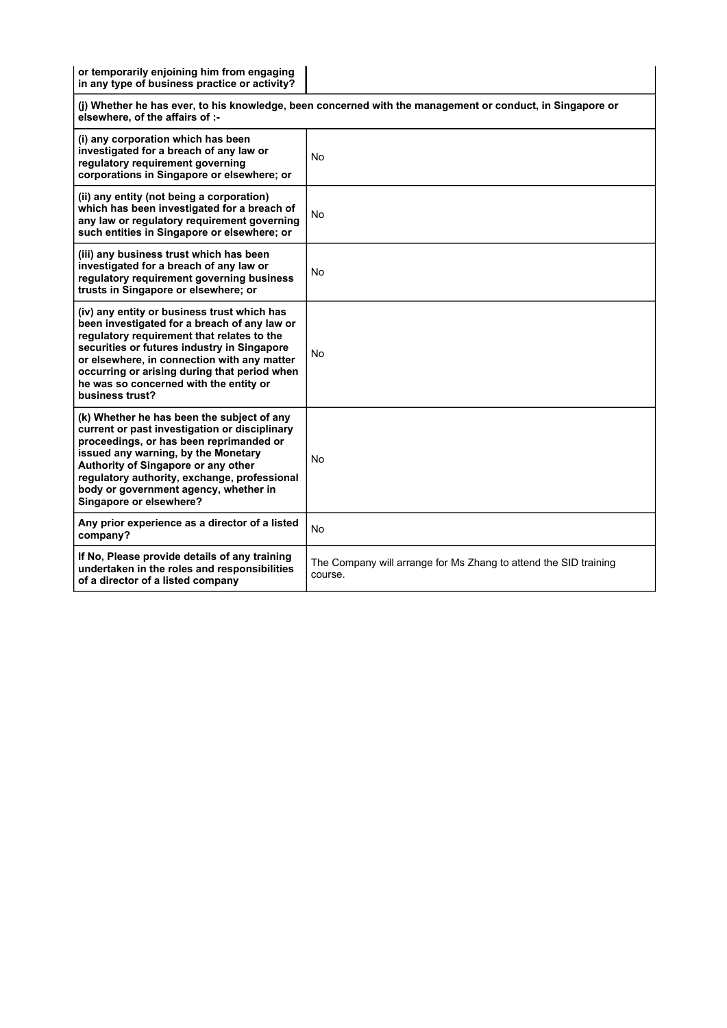| | |
|---|---|
| **or temporarily enjoining him from engaging in any type of business practice or activity?** | |
| **(j) Whether he has ever, to his knowledge, been concerned with the management or conduct, in Singapore or elsewhere, of the affairs of :-** | |
| **(i) any corporation which has been investigated for a breach of any law or regulatory requirement governing corporations in Singapore or elsewhere; or** | No |
| **(ii) any entity (not being a corporation) which has been investigated for a breach of any law or regulatory requirement governing such entities in Singapore or elsewhere; or** | No |
| **(iii) any business trust which has been investigated for a breach of any law or regulatory requirement governing business trusts in Singapore or elsewhere; or** | No |
| **(iv) any entity or business trust which has been investigated for a breach of any law or regulatory requirement that relates to the securities or futures industry in Singapore or elsewhere, in connection with any matter occurring or arising during that period when he was so concerned with the entity or business trust?** | No |
| **(k) Whether he has been the subject of any current or past investigation or disciplinary proceedings, or has been reprimanded or issued any warning, by the Monetary Authority of Singapore or any other regulatory authority, exchange, professional body or government agency, whether in Singapore or elsewhere?** | No |
| **Any prior experience as a director of a listed company?** | No |
| **If No, Please provide details of any training undertaken in the roles and responsibilities of a director of a listed company** | The Company will arrange for Ms Zhang to attend the SID training course. |